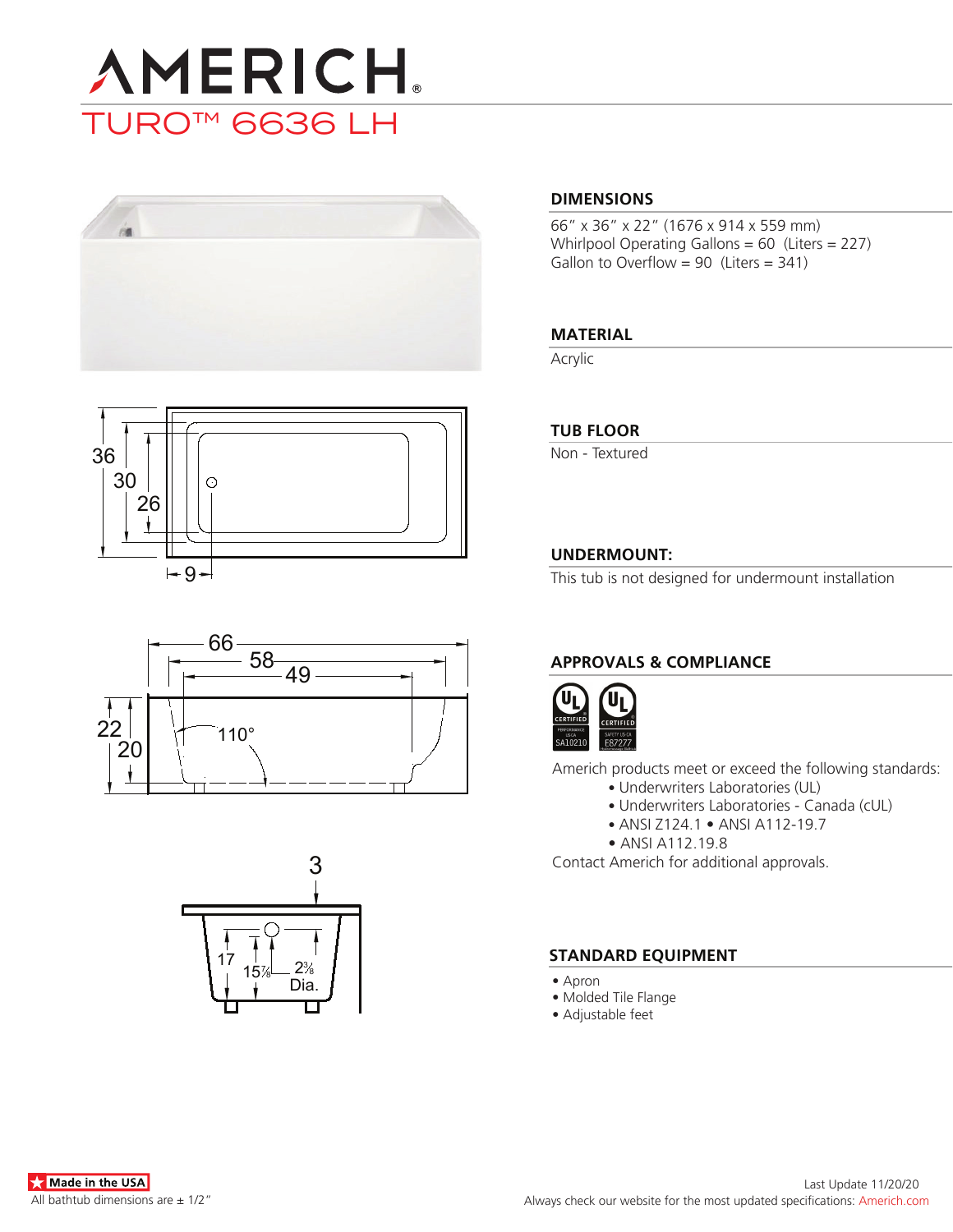# AMERICH

## TURO™ 6636 LH

### DIMENSIONS

66" x 36" x 22" (1676 x 914 x 559 mm)
Whirlpool Operating Gallons = 60 (Liters = 227)
Gallon to Overflow = 90 (Liters = 341)

### MATERIAL

Acrylic

### TUB FLOOR

Non - Textured

### UNDERMOUNT:

This tub is not designed for undermount installation

### APPROVALS & COMPLIANCE

Americh products meet or exceed the following standards:

- Underwriters Laboratories (UL)
- Underwriters Laboratories - Canada (cUL)
- ANSI Z124.1 • ANSI A112-19.7
- ANSI A112.19.8

Contact Americh for additional approvals.

### STANDARD EQUIPMENT

- Apron
- Molded Tile Flange
- Adjustable feet

Made in the USA

All bathtub dimensions are ± 1/2"

Last Update 11/20/20

Always check our website for the most updated specifications: Americh.com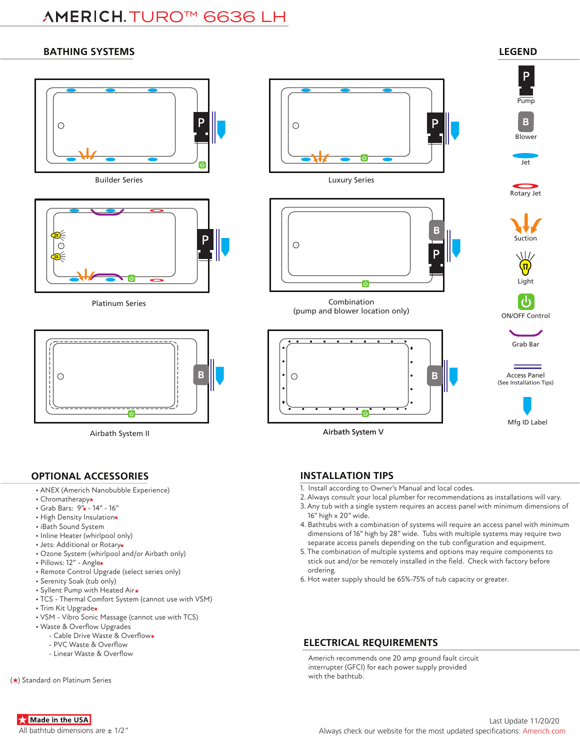# AMERICH. TURO™ 6636 LH

## BATHING SYSTEMS

Builder Series

Luxury Series

Platinum Series

Combination
(pump and blower location only)

Airbath System II

Airbath System V

## LEGEND

P
Pump

B
Blower

Jet

Rotary Jet

Suction

Light

ON/OFF Control

Grab Bar

Access Panel
(See Installation Tips)

Mfg ID Label

## OPTIONAL ACCESSORIES

- ANEX (Americh Nanobubble Experience)
- Chromatherapy★
- Grab Bars: 9"★ - 14" - 16"
- High Density Insulation★
- iBath Sound System
- Inline Heater (whirlpool only)
- Jets: Additional or Rotary★
- Ozone System (whirlpool and/or Airbath only)
- Pillows: 12" - Angle★
- Remote Control Upgrade (select series only)
- Serenity Soak (tub only)
- Syllent Pump with Heated Air★
- TCS - Thermal Comfort System (cannot use with VSM)
- Trim Kit Upgrade★
- VSM - Vibro Sonic Massage (cannot use with TCS)
- Waste & Overflow Upgrades
  - Cable Drive Waste & Overflow★
  - PVC Waste & Overflow
  - Linear Waste & Overflow

(★) Standard on Platinum Series

## INSTALLATION TIPS

1. Install according to Owner's Manual and local codes.
2. Always consult your local plumber for recommendations as installations will vary.
3. Any tub with a single system requires an access panel with minimum dimensions of 16" high x 20" wide.
4. Bathtubs with a combination of systems will require an access panel with minimum dimensions of 16" high by 28" wide. Tubs with multiple systems may require two separate access panels depending on the tub configuration and equipment.
5. The combination of multiple systems and options may require components to stick out and/or be remotely installed in the field. Check with factory before ordering.
6. Hot water supply should be 65%-75% of tub capacity or greater.

## ELECTRICAL REQUIREMENTS

Americh recommends one 20 amp ground fault circuit interrupter (GFCI) for each power supply provided with the bathtub.

★ Made in the USA

All bathtub dimensions are ± 1/2"

Last Update 11/20/20

Always check our website for the most updated specifications: Americh.com